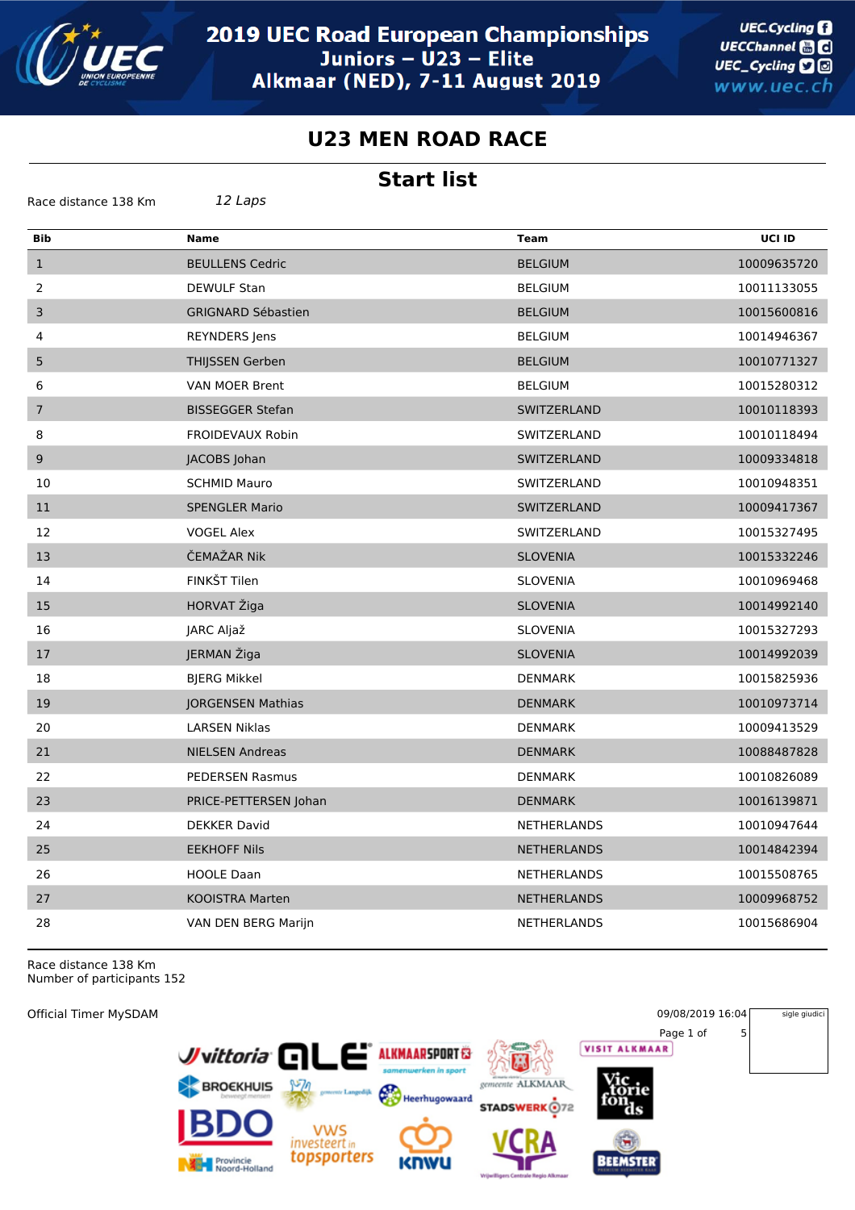# 2019 UEC Road European Championships
## Juniors – U23 – Elite
## Alkmaar (NED), 7-11 August 2019

## U23 MEN ROAD RACE

## Start list

Race distance 138 Km *12 Laps*

| Bib | Name | Team | UCI ID |
|---|---|---|---|
| 1 | BEULLENS Cedric | BELGIUM | 10009635720 |
| 2 | DEWULF Stan | BELGIUM | 10011133055 |
| 3 | GRIGNARD Sébastien | BELGIUM | 10015600816 |
| 4 | REYNDERS Jens | BELGIUM | 10014946367 |
| 5 | THIJSSEN Gerben | BELGIUM | 10010771327 |
| 6 | VAN MOER Brent | BELGIUM | 10015280312 |
| 7 | BISSEGGER Stefan | SWITZERLAND | 10010118393 |
| 8 | FROIDEVAUX Robin | SWITZERLAND | 10010118494 |
| 9 | JACOBS Johan | SWITZERLAND | 10009334818 |
| 10 | SCHMID Mauro | SWITZERLAND | 10010948351 |
| 11 | SPENGLER Mario | SWITZERLAND | 10009417367 |
| 12 | VOGEL Alex | SWITZERLAND | 10015327495 |
| 13 | ČEMAŽAR Nik | SLOVENIA | 10015332246 |
| 14 | FINKŠT Tilen | SLOVENIA | 10010969468 |
| 15 | HORVAT Žiga | SLOVENIA | 10014992140 |
| 16 | JARC Aljaž | SLOVENIA | 10015327293 |
| 17 | JERMAN Žiga | SLOVENIA | 10014992039 |
| 18 | BJERG Mikkel | DENMARK | 10015825936 |
| 19 | JORGENSEN Mathias | DENMARK | 10010973714 |
| 20 | LARSEN Niklas | DENMARK | 10009413529 |
| 21 | NIELSEN Andreas | DENMARK | 10088487828 |
| 22 | PEDERSEN Rasmus | DENMARK | 10010826089 |
| 23 | PRICE-PETTERSEN Johan | DENMARK | 10016139871 |
| 24 | DEKKER David | NETHERLANDS | 10010947644 |
| 25 | EEKHOFF Nils | NETHERLANDS | 10014842394 |
| 26 | HOOLE Daan | NETHERLANDS | 10015508765 |
| 27 | KOOISTRA Marten | NETHERLANDS | 10009968752 |
| 28 | VAN DEN BERG Marijn | NETHERLANDS | 10015686904 |

Race distance 138 Km
Number of participants 152

Official Timer MySDAM

09/08/2019 16:04

sigle giudici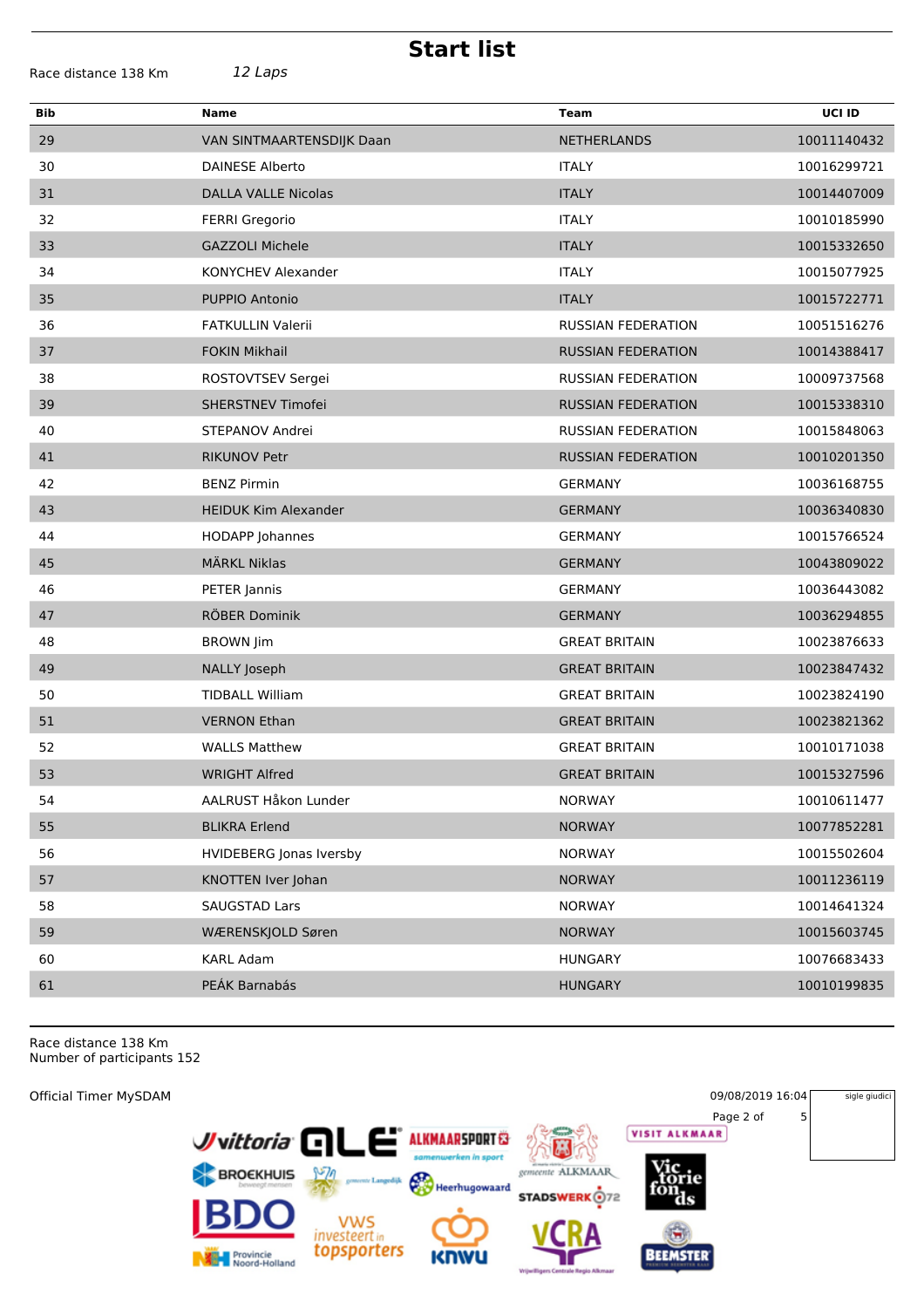# Start list

Race distance 138 Km *12 Laps*

| Bib | Name | Team | UCI ID |
|---|---|---|---|
| 29 | VAN SINTMAARTENSDIJK Daan | NETHERLANDS | 10011140432 |
| 30 | DAINESE Alberto | ITALY | 10016299721 |
| 31 | DALLA VALLE Nicolas | ITALY | 10014407009 |
| 32 | FERRI Gregorio | ITALY | 10010185990 |
| 33 | GAZZOLI Michele | ITALY | 10015332650 |
| 34 | KONYCHEV Alexander | ITALY | 10015077925 |
| 35 | PUPPIO Antonio | ITALY | 10015722771 |
| 36 | FATKULLIN Valerii | RUSSIAN FEDERATION | 10051516276 |
| 37 | FOKIN Mikhail | RUSSIAN FEDERATION | 10014388417 |
| 38 | ROSTOVTSEV Sergei | RUSSIAN FEDERATION | 10009737568 |
| 39 | SHERSTNEV Timofei | RUSSIAN FEDERATION | 10015338310 |
| 40 | STEPANOV Andrei | RUSSIAN FEDERATION | 10015848063 |
| 41 | RIKUNOV Petr | RUSSIAN FEDERATION | 10010201350 |
| 42 | BENZ Pirmin | GERMANY | 10036168755 |
| 43 | HEIDUK Kim Alexander | GERMANY | 10036340830 |
| 44 | HODAPP Johannes | GERMANY | 10015766524 |
| 45 | MÄRKL Niklas | GERMANY | 10043809022 |
| 46 | PETER Jannis | GERMANY | 10036443082 |
| 47 | RÖBER Dominik | GERMANY | 10036294855 |
| 48 | BROWN Jim | GREAT BRITAIN | 10023876633 |
| 49 | NALLY Joseph | GREAT BRITAIN | 10023847432 |
| 50 | TIDBALL William | GREAT BRITAIN | 10023824190 |
| 51 | VERNON Ethan | GREAT BRITAIN | 10023821362 |
| 52 | WALLS Matthew | GREAT BRITAIN | 10010171038 |
| 53 | WRIGHT Alfred | GREAT BRITAIN | 10015327596 |
| 54 | AALRUST Håkon Lunder | NORWAY | 10010611477 |
| 55 | BLIKRA Erlend | NORWAY | 10077852281 |
| 56 | HVIDEBERG Jonas Iversby | NORWAY | 10015502604 |
| 57 | KNOTTEN Iver Johan | NORWAY | 10011236119 |
| 58 | SAUGSTAD Lars | NORWAY | 10014641324 |
| 59 | WÆRENSKJOLD Søren | NORWAY | 10015603745 |
| 60 | KARL Adam | HUNGARY | 10076683433 |
| 61 | PEÁK Barnabás | HUNGARY | 10010199835 |

Race distance 138 Km
Number of participants 152

Official Timer MySDAM

09/08/2019 16:04

sigle giudici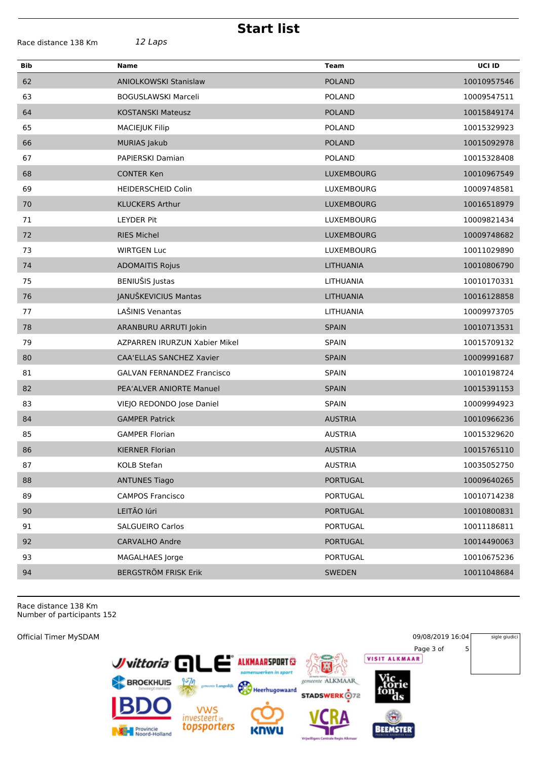# Start list

Race distance 138 Km *12 Laps*

| Bib | Name | Team | UCI ID |
|---|---|---|---|
| 62 | ANIOLKOWSKI Stanislaw | POLAND | 10010957546 |
| 63 | BOGUSLAWSKI Marceli | POLAND | 10009547511 |
| 64 | KOSTANSKI Mateusz | POLAND | 10015849174 |
| 65 | MACIEJUK Filip | POLAND | 10015329923 |
| 66 | MURIAS Jakub | POLAND | 10015092978 |
| 67 | PAPIERSKI Damian | POLAND | 10015328408 |
| 68 | CONTER Ken | LUXEMBOURG | 10010967549 |
| 69 | HEIDERSCHEID Colin | LUXEMBOURG | 10009748581 |
| 70 | KLUCKERS Arthur | LUXEMBOURG | 10016518979 |
| 71 | LEYDER Pit | LUXEMBOURG | 10009821434 |
| 72 | RIES Michel | LUXEMBOURG | 10009748682 |
| 73 | WIRTGEN Luc | LUXEMBOURG | 10011029890 |
| 74 | ADOMAITIS Rojus | LITHUANIA | 10010806790 |
| 75 | BENIUŠIS Justas | LITHUANIA | 10010170331 |
| 76 | JANUŠKEVICIUS Mantas | LITHUANIA | 10016128858 |
| 77 | LAŠINIS Venantas | LITHUANIA | 10009973705 |
| 78 | ARANBURU ARRUTI Jokin | SPAIN | 10010713531 |
| 79 | AZPARREN IRURZUN Xabier Mikel | SPAIN | 10015709132 |
| 80 | CAA'ELLAS SANCHEZ Xavier | SPAIN | 10009991687 |
| 81 | GALVAN FERNANDEZ Francisco | SPAIN | 10010198724 |
| 82 | PEA'ALVER ANIORTE Manuel | SPAIN | 10015391153 |
| 83 | VIEJO REDONDO Jose Daniel | SPAIN | 10009994923 |
| 84 | GAMPER Patrick | AUSTRIA | 10010966236 |
| 85 | GAMPER Florian | AUSTRIA | 10015329620 |
| 86 | KIERNER Florian | AUSTRIA | 10015765110 |
| 87 | KOLB Stefan | AUSTRIA | 10035052750 |
| 88 | ANTUNES Tiago | PORTUGAL | 10009640265 |
| 89 | CAMPOS Francisco | PORTUGAL | 10010714238 |
| 90 | LEITÃO Iúri | PORTUGAL | 10010800831 |
| 91 | SALGUEIRO Carlos | PORTUGAL | 10011186811 |
| 92 | CARVALHO Andre | PORTUGAL | 10014490063 |
| 93 | MAGALHAES Jorge | PORTUGAL | 10010675236 |
| 94 | BERGSTRÖM FRISK Erik | SWEDEN | 10011048684 |

Race distance 138 Km
Number of participants 152

Official Timer MySDAM

09/08/2019 16:04

sigle giudici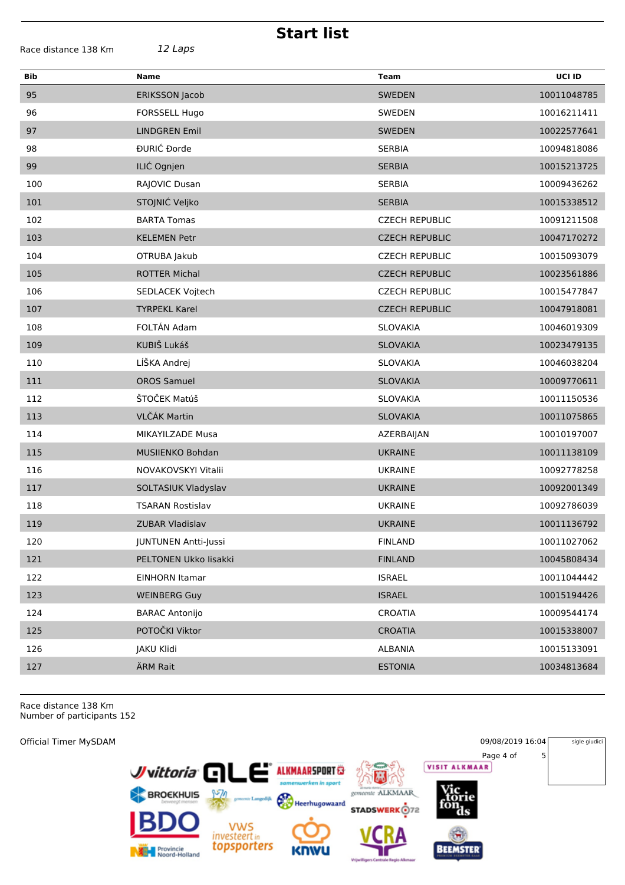# Start list

Race distance 138 Km *12 Laps*

| Bib | Name | Team | UCI ID |
|---|---|---|---|
| 95 | ERIKSSON Jacob | SWEDEN | 10011048785 |
| 96 | FORSSELL Hugo | SWEDEN | 10016211411 |
| 97 | LINDGREN Emil | SWEDEN | 10022577641 |
| 98 | ĐURIĆ Đorđe | SERBIA | 10094818086 |
| 99 | ILIĆ Ognjen | SERBIA | 10015213725 |
| 100 | RAJOVIC Dusan | SERBIA | 10009436262 |
| 101 | STOJNIĆ Veljko | SERBIA | 10015338512 |
| 102 | BARTA Tomas | CZECH REPUBLIC | 10091211508 |
| 103 | KELEMEN Petr | CZECH REPUBLIC | 10047170272 |
| 104 | OTRUBA Jakub | CZECH REPUBLIC | 10015093079 |
| 105 | ROTTER Michal | CZECH REPUBLIC | 10023561886 |
| 106 | SEDLACEK Vojtech | CZECH REPUBLIC | 10015477847 |
| 107 | TYRPEKL Karel | CZECH REPUBLIC | 10047918081 |
| 108 | FOLTÁN Adam | SLOVAKIA | 10046019309 |
| 109 | KUBIŠ Lukáš | SLOVAKIA | 10023479135 |
| 110 | LÍŠKA Andrej | SLOVAKIA | 10046038204 |
| 111 | OROS Samuel | SLOVAKIA | 10009770611 |
| 112 | ŠTOČEK Matúš | SLOVAKIA | 10011150536 |
| 113 | VLČÁK Martin | SLOVAKIA | 10011075865 |
| 114 | MIKAYILZADE Musa | AZERBAIJAN | 10010197007 |
| 115 | MUSIIENKO Bohdan | UKRAINE | 10011138109 |
| 116 | NOVAKOVSKYI Vitalii | UKRAINE | 10092778258 |
| 117 | SOLTASIUK Vladyslav | UKRAINE | 10092001349 |
| 118 | TSARAN Rostislav | UKRAINE | 10092786039 |
| 119 | ZUBAR Vladislav | UKRAINE | 10011136792 |
| 120 | JUNTUNEN Antti-Jussi | FINLAND | 10011027062 |
| 121 | PELTONEN Ukko Iisakki | FINLAND | 10045808434 |
| 122 | EINHORN Itamar | ISRAEL | 10011044442 |
| 123 | WEINBERG Guy | ISRAEL | 10015194426 |
| 124 | BARAC Antonijo | CROATIA | 10009544174 |
| 125 | POTOČKI Viktor | CROATIA | 10015338007 |
| 126 | JAKU Klidi | ALBANIA | 10015133091 |
| 127 | ÄRM Rait | ESTONIA | 10034813684 |

Race distance 138 Km
Number of participants 152

Official Timer MySDAM

09/08/2019 16:04

sigle giudici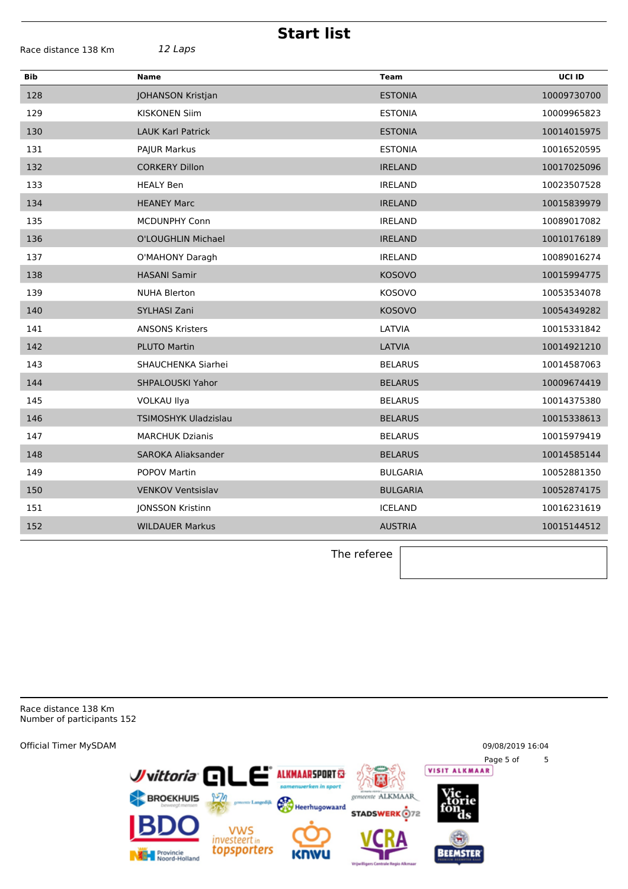# Start list

Race distance 138 Km *12 Laps*

| Bib | Name | Team | UCI ID |
|---|---|---|---|
| 128 | JOHANSON Kristjan | ESTONIA | 10009730700 |
| 129 | KISKONEN Siim | ESTONIA | 10009965823 |
| 130 | LAUK Karl Patrick | ESTONIA | 10014015975 |
| 131 | PAJUR Markus | ESTONIA | 10016520595 |
| 132 | CORKERY Dillon | IRELAND | 10017025096 |
| 133 | HEALY Ben | IRELAND | 10023507528 |
| 134 | HEANEY Marc | IRELAND | 10015839979 |
| 135 | MCDUNPHY Conn | IRELAND | 10089017082 |
| 136 | O'LOUGHLIN Michael | IRELAND | 10010176189 |
| 137 | O'MAHONY Daragh | IRELAND | 10089016274 |
| 138 | HASANI Samir | KOSOVO | 10015994775 |
| 139 | NUHA Blerton | KOSOVO | 10053534078 |
| 140 | SYLHASI Zani | KOSOVO | 10054349282 |
| 141 | ANSONS Kristers | LATVIA | 10015331842 |
| 142 | PLUTO Martin | LATVIA | 10014921210 |
| 143 | SHAUCHENKA Siarhei | BELARUS | 10014587063 |
| 144 | SHPALOUSKI Yahor | BELARUS | 10009674419 |
| 145 | VOLKAU Ilya | BELARUS | 10014375380 |
| 146 | TSIMOSHYK Uladzislau | BELARUS | 10015338613 |
| 147 | MARCHUK Dzianis | BELARUS | 10015979419 |
| 148 | SAROKA Aliaksander | BELARUS | 10014585144 |
| 149 | POPOV Martin | BULGARIA | 10052881350 |
| 150 | VENKOV Ventsislav | BULGARIA | 10052874175 |
| 151 | JONSSON Kristinn | ICELAND | 10016231619 |
| 152 | WILDAUER Markus | AUSTRIA | 10015144512 |

The referee

Race distance 138 Km
Number of participants 152

Official Timer MySDAM

09/08/2019 16:04